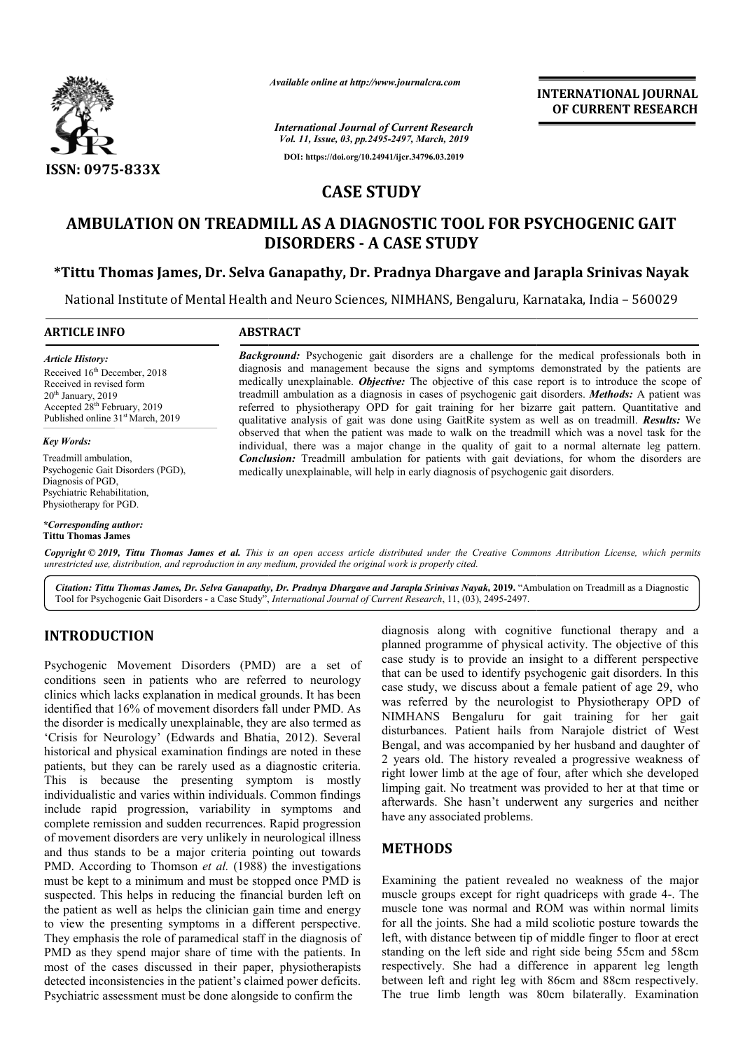CASE STUDY

# AMBULATION ON TREADMILL AS A DIAGNOSTIC TOOL FOR PSYCHOGENIC GAIT DISORDERS - A CASE STUDY

**\*Tittu Thomas James, Dr. Selva Ganapathy, Dr. Pradnya Dhargave and Jarapla Srinivas Nayak**

National Institute of Mental Health and Neuro Sciences, NIMHANS, Bengaluru, Karnataka, India – 560029

**ARTICLE INFO**

*Article History:*
Received 16th December, 2018
Received in revised form
20th January, 2019
Accepted 28th February, 2019
Published online 31st March, 2019

*Key Words:*
Treadmill ambulation,
Psychogenic Gait Disorders (PGD),
Diagnosis of PGD,
Psychiatric Rehabilitation,
Physiotherapy for PGD.

***Corresponding author:**
**Tittu Thomas James**

**ABSTRACT**

***Background:*** Psychogenic gait disorders are a challenge for the medical professionals both in diagnosis and management because the signs and symptoms demonstrated by the patients are medically unexplainable. ***Objective:*** The objective of this case report is to introduce the scope of treadmill ambulation as a diagnosis in cases of psychogenic gait disorders. ***Methods:*** A patient was referred to physiotherapy OPD for gait training for her bizarre gait pattern. Quantitative and qualitative analysis of gait was done using GaitRite system as well as on treadmill. ***Results:*** We observed that when the patient was made to walk on the treadmill which was a novel task for the individual, there was a major change in the quality of gait to a normal alternate leg pattern. ***Conclusion:*** Treadmill ambulation for patients with gait deviations, for whom the disorders are medically unexplainable, will help in early diagnosis of psychogenic gait disorders.

*Copyright © 2019, Tittu Thomas James et al. This is an open access article distributed under the Creative Commons Attribution License, which permits unrestricted use, distribution, and reproduction in any medium, provided the original work is properly cited.*

*Citation: Tittu Thomas James, Dr. Selva Ganapathy, Dr. Pradnya Dhargave and Jarapla Srinivas Nayak,* **2019.** "Ambulation on Treadmill as a Diagnostic Tool for Psychogenic Gait Disorders - a Case Study", *International Journal of Current Research*, 11, (03), 2495-2497.

## INTRODUCTION

Psychogenic Movement Disorders (PMD) are a set of conditions seen in patients who are referred to neurology clinics which lacks explanation in medical grounds. It has been identified that 16% of movement disorders fall under PMD. As the disorder is medically unexplainable, they are also termed as 'Crisis for Neurology' (Edwards and Bhatia, 2012). Several historical and physical examination findings are noted in these patients, but they can be rarely used as a diagnostic criteria. This is because the presenting symptom is mostly individualistic and varies within individuals. Common findings include rapid progression, variability in symptoms and complete remission and sudden recurrences. Rapid progression of movement disorders are very unlikely in neurological illness and thus stands to be a major criteria pointing out towards PMD. According to Thomson *et al.* (1988) the investigations must be kept to a minimum and must be stopped once PMD is suspected. This helps in reducing the financial burden left on the patient as well as helps the clinician gain time and energy to view the presenting symptoms in a different perspective. They emphasis the role of paramedical staff in the diagnosis of PMD as they spend major share of time with the patients. In most of the cases discussed in their paper, physiotherapists detected inconsistencies in the patient's claimed power deficits. Psychiatric assessment must be done alongside to confirm the diagnosis along with cognitive functional therapy and a planned programme of physical activity. The objective of this case study is to provide an insight to a different perspective that can be used to identify psychogenic gait disorders. In this case study, we discuss about a female patient of age 29, who was referred by the neurologist to Physiotherapy OPD of NIMHANS Bengaluru for gait training for her gait disturbances. Patient hails from Narajole district of West Bengal, and was accompanied by her husband and daughter of 2 years old. The history revealed a progressive weakness of right lower limb at the age of four, after which she developed limping gait. No treatment was provided to her at that time or afterwards. She hasn't underwent any surgeries and neither have any associated problems.

## METHODS

Examining the patient revealed no weakness of the major muscle groups except for right quadriceps with grade 4-. The muscle tone was normal and ROM was within normal limits for all the joints. She had a mild scoliotic posture towards the left, with distance between tip of middle finger to floor at erect standing on the left side and right side being 55cm and 58cm respectively. She had a difference in apparent leg length between left and right leg with 86cm and 88cm respectively. The true limb length was 80cm bilaterally. Examination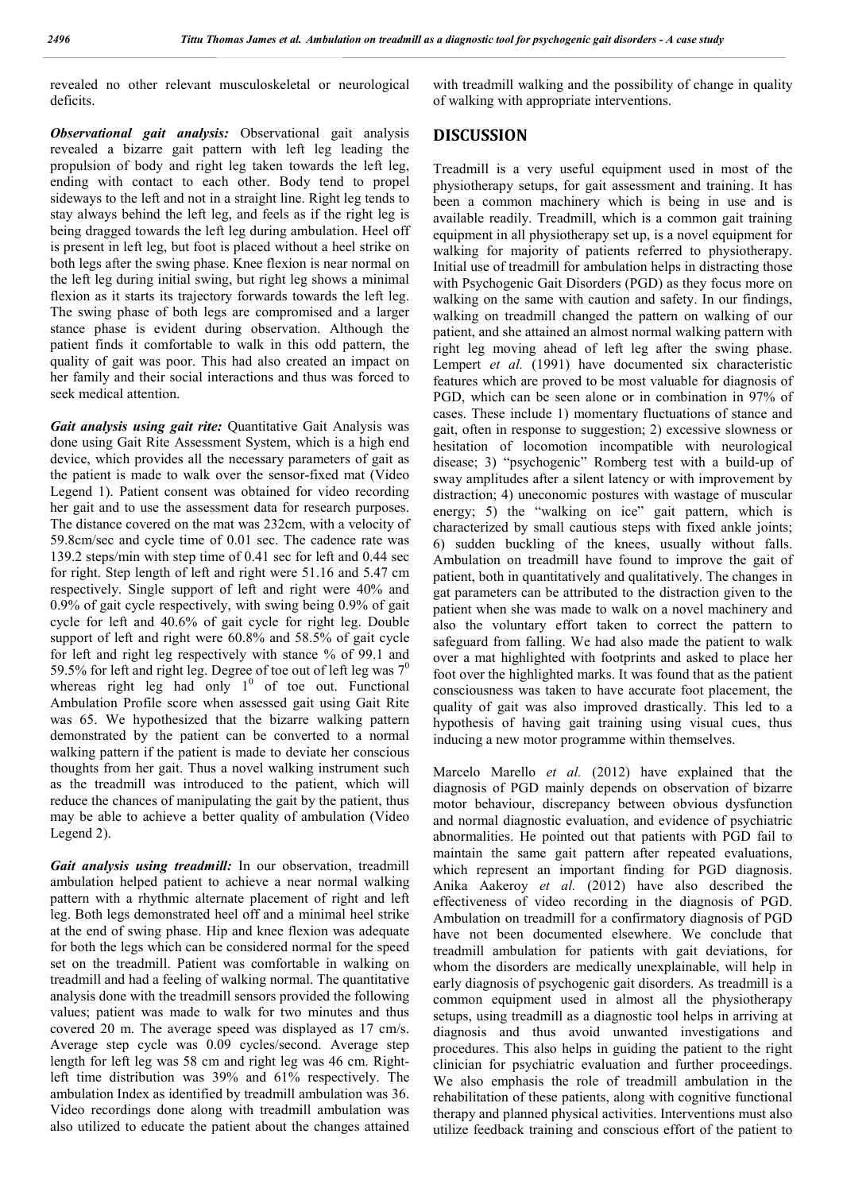revealed no other relevant musculoskeletal or neurological deficits.

***Observational gait analysis:*** Observational gait analysis revealed a bizarre gait pattern with left leg leading the propulsion of body and right leg taken towards the left leg, ending with contact to each other. Body tend to propel sideways to the left and not in a straight line. Right leg tends to stay always behind the left leg, and feels as if the right leg is being dragged towards the left leg during ambulation. Heel off is present in left leg, but foot is placed without a heel strike on both legs after the swing phase. Knee flexion is near normal on the left leg during initial swing, but right leg shows a minimal flexion as it starts its trajectory forwards towards the left leg. The swing phase of both legs are compromised and a larger stance phase is evident during observation. Although the patient finds it comfortable to walk in this odd pattern, the quality of gait was poor. This had also created an impact on her family and their social interactions and thus was forced to seek medical attention.

***Gait analysis using gait rite:*** Quantitative Gait Analysis was done using Gait Rite Assessment System, which is a high end device, which provides all the necessary parameters of gait as the patient is made to walk over the sensor-fixed mat (Video Legend 1). Patient consent was obtained for video recording her gait and to use the assessment data for research purposes. The distance covered on the mat was 232cm, with a velocity of 59.8cm/sec and cycle time of 0.01 sec. The cadence rate was 139.2 steps/min with step time of 0.41 sec for left and 0.44 sec for right. Step length of left and right were 51.16 and 5.47 cm respectively. Single support of left and right were 40% and 0.9% of gait cycle respectively, with swing being 0.9% of gait cycle for left and 40.6% of gait cycle for right leg. Double support of left and right were 60.8% and 58.5% of gait cycle for left and right leg respectively with stance % of 99.1 and 59.5% for left and right leg. Degree of toe out of left leg was $7^0$ whereas right leg had only $1^0$ of toe out. Functional Ambulation Profile score when assessed gait using Gait Rite was 65. We hypothesized that the bizarre walking pattern demonstrated by the patient can be converted to a normal walking pattern if the patient is made to deviate her conscious thoughts from her gait. Thus a novel walking instrument such as the treadmill was introduced to the patient, which will reduce the chances of manipulating the gait by the patient, thus may be able to achieve a better quality of ambulation (Video Legend 2).

***Gait analysis using treadmill:*** In our observation, treadmill ambulation helped patient to achieve a near normal walking pattern with a rhythmic alternate placement of right and left leg. Both legs demonstrated heel off and a minimal heel strike at the end of swing phase. Hip and knee flexion was adequate for both the legs which can be considered normal for the speed set on the treadmill. Patient was comfortable in walking on treadmill and had a feeling of walking normal. The quantitative analysis done with the treadmill sensors provided the following values; patient was made to walk for two minutes and thus covered 20 m. The average speed was displayed as 17 cm/s. Average step cycle was 0.09 cycles/second. Average step length for left leg was 58 cm and right leg was 46 cm. Right-left time distribution was 39% and 61% respectively. The ambulation Index as identified by treadmill ambulation was 36. Video recordings done along with treadmill ambulation was also utilized to educate the patient about the changes attained with treadmill walking and the possibility of change in quality of walking with appropriate interventions.

## DISCUSSION

Treadmill is a very useful equipment used in most of the physiotherapy setups, for gait assessment and training. It has been a common machinery which is being in use and is available readily. Treadmill, which is a common gait training equipment in all physiotherapy set up, is a novel equipment for walking for majority of patients referred to physiotherapy. Initial use of treadmill for ambulation helps in distracting those with Psychogenic Gait Disorders (PGD) as they focus more on walking on the same with caution and safety. In our findings, walking on treadmill changed the pattern on walking of our patient, and she attained an almost normal walking pattern with right leg moving ahead of left leg after the swing phase. Lempert *et al.* (1991) have documented six characteristic features which are proved to be most valuable for diagnosis of PGD, which can be seen alone or in combination in 97% of cases. These include 1) momentary fluctuations of stance and gait, often in response to suggestion; 2) excessive slowness or hesitation of locomotion incompatible with neurological disease; 3) "psychogenic" Romberg test with a build-up of sway amplitudes after a silent latency or with improvement by distraction; 4) uneconomic postures with wastage of muscular energy; 5) the "walking on ice" gait pattern, which is characterized by small cautious steps with fixed ankle joints; 6) sudden buckling of the knees, usually without falls. Ambulation on treadmill have found to improve the gait of patient, both in quantitatively and qualitatively. The changes in gat parameters can be attributed to the distraction given to the patient when she was made to walk on a novel machinery and also the voluntary effort taken to correct the pattern to safeguard from falling. We had also made the patient to walk over a mat highlighted with footprints and asked to place her foot over the highlighted marks. It was found that as the patient consciousness was taken to have accurate foot placement, the quality of gait was also improved drastically. This led to a hypothesis of having gait training using visual cues, thus inducing a new motor programme within themselves.

Marcelo Marello *et al.* (2012) have explained that the diagnosis of PGD mainly depends on observation of bizarre motor behaviour, discrepancy between obvious dysfunction and normal diagnostic evaluation, and evidence of psychiatric abnormalities. He pointed out that patients with PGD fail to maintain the same gait pattern after repeated evaluations, which represent an important finding for PGD diagnosis. Anika Aakeroy *et al.* (2012) have also described the effectiveness of video recording in the diagnosis of PGD. Ambulation on treadmill for a confirmatory diagnosis of PGD have not been documented elsewhere. We conclude that treadmill ambulation for patients with gait deviations, for whom the disorders are medically unexplainable, will help in early diagnosis of psychogenic gait disorders. As treadmill is a common equipment used in almost all the physiotherapy setups, using treadmill as a diagnostic tool helps in arriving at diagnosis and thus avoid unwanted investigations and procedures. This also helps in guiding the patient to the right clinician for psychiatric evaluation and further proceedings. We also emphasis the role of treadmill ambulation in the rehabilitation of these patients, along with cognitive functional therapy and planned physical activities. Interventions must also utilize feedback training and conscious effort of the patient to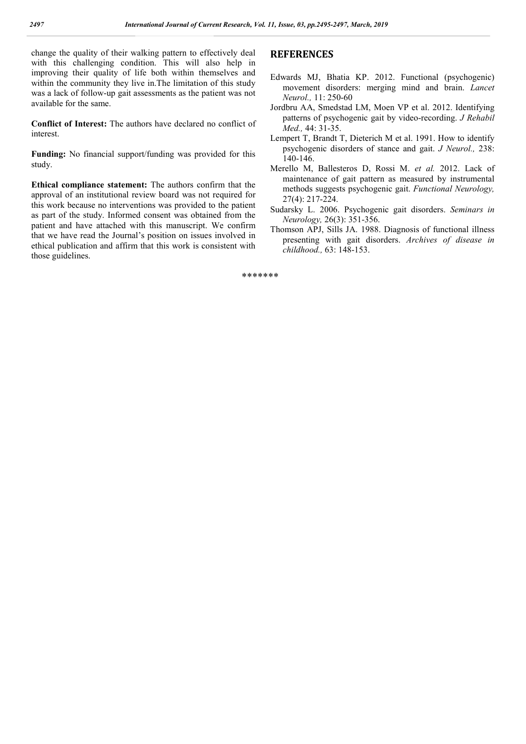change the quality of their walking pattern to effectively deal with this challenging condition. This will also help in improving their quality of life both within themselves and within the community they live in.The limitation of this study was a lack of follow-up gait assessments as the patient was not available for the same.

**Conflict of Interest:** The authors have declared no conflict of interest.

**Funding:** No financial support/funding was provided for this study.

**Ethical compliance statement:** The authors confirm that the approval of an institutional review board was not required for this work because no interventions was provided to the patient as part of the study. Informed consent was obtained from the patient and have attached with this manuscript. We confirm that we have read the Journal's position on issues involved in ethical publication and affirm that this work is consistent with those guidelines.

## REFERENCES

Edwards MJ, Bhatia KP. 2012. Functional (psychogenic) movement disorders: merging mind and brain. *Lancet Neurol.,* 11: 250-60

Jordbru AA, Smedstad LM, Moen VP et al. 2012. Identifying patterns of psychogenic gait by video-recording. *J Rehabil Med.,* 44: 31-35.

Lempert T, Brandt T, Dieterich M et al. 1991. How to identify psychogenic disorders of stance and gait. *J Neurol.,* 238: 140-146.

Merello M, Ballesteros D, Rossi M. *et al.* 2012. Lack of maintenance of gait pattern as measured by instrumental methods suggests psychogenic gait. *Functional Neurology,* 27(4): 217-224.

Sudarsky L. 2006. Psychogenic gait disorders. *Seminars in Neurology,* 26(3): 351-356.

Thomson APJ, Sills JA. 1988. Diagnosis of functional illness presenting with gait disorders. *Archives of disease in childhood.,* 63: 148-153.

*******